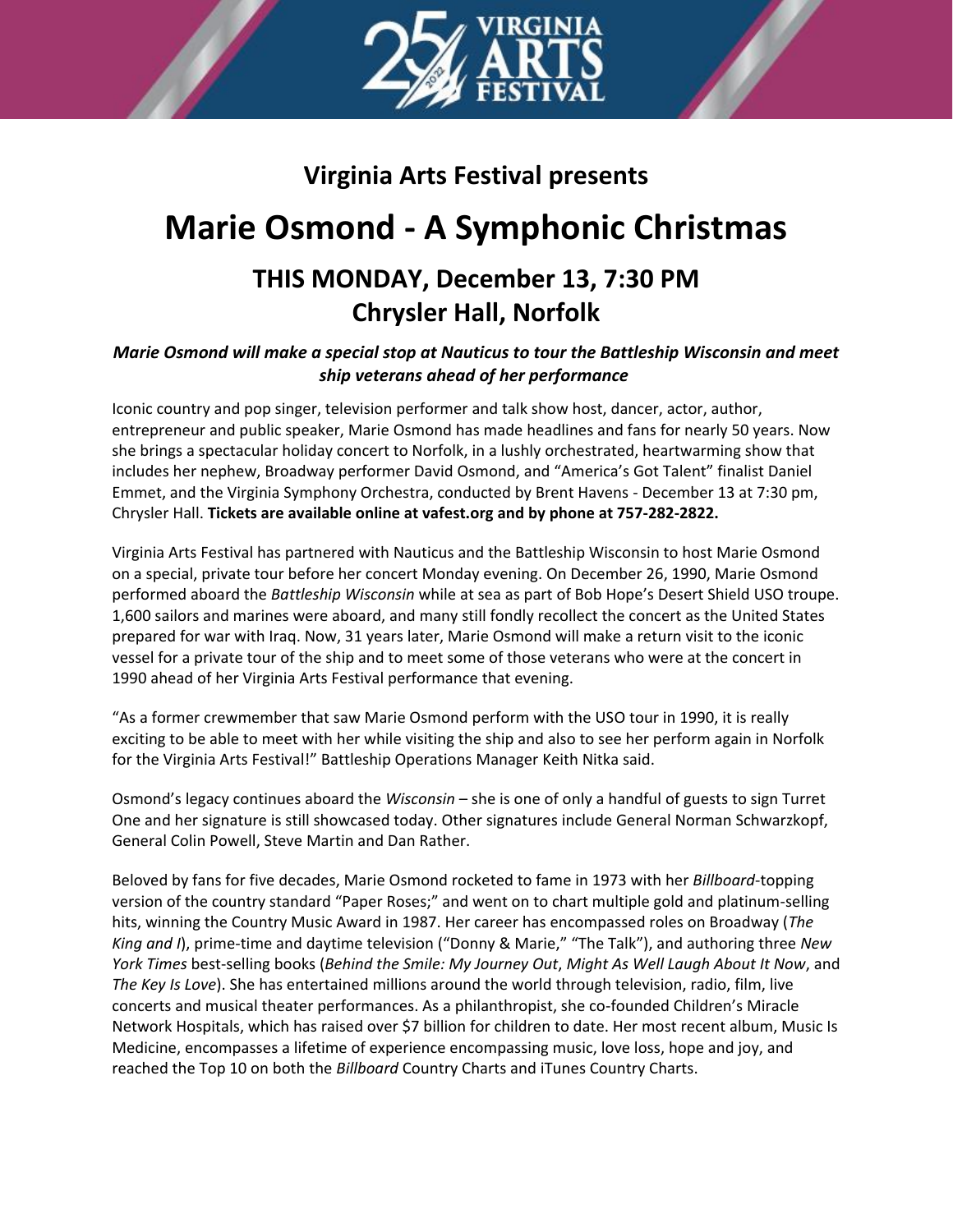## Virginia Arts Festival presents

# Marie Osmond - A Symphonic Christmas

## THIS MONDAY, December 13, 7:30 PM
## Chrysler Hall, Norfolk

***Marie Osmond will make a special stop at Nauticus to tour the Battleship Wisconsin and meet ship veterans ahead of her performance***

Iconic country and pop singer, television performer and talk show host, dancer, actor, author, entrepreneur and public speaker, Marie Osmond has made headlines and fans for nearly 50 years. Now she brings a spectacular holiday concert to Norfolk, in a lushly orchestrated, heartwarming show that includes her nephew, Broadway performer David Osmond, and "America's Got Talent" finalist Daniel Emmet, and the Virginia Symphony Orchestra, conducted by Brent Havens - December 13 at 7:30 pm, Chrysler Hall. **Tickets are available online at vafest.org and by phone at 757-282-2822.**

Virginia Arts Festival has partnered with Nauticus and the Battleship Wisconsin to host Marie Osmond on a special, private tour before her concert Monday evening. On December 26, 1990, Marie Osmond performed aboard the *Battleship Wisconsin* while at sea as part of Bob Hope's Desert Shield USO troupe. 1,600 sailors and marines were aboard, and many still fondly recollect the concert as the United States prepared for war with Iraq. Now, 31 years later, Marie Osmond will make a return visit to the iconic vessel for a private tour of the ship and to meet some of those veterans who were at the concert in 1990 ahead of her Virginia Arts Festival performance that evening.

"As a former crewmember that saw Marie Osmond perform with the USO tour in 1990, it is really exciting to be able to meet with her while visiting the ship and also to see her perform again in Norfolk for the Virginia Arts Festival!" Battleship Operations Manager Keith Nitka said.

Osmond's legacy continues aboard the *Wisconsin* – she is one of only a handful of guests to sign Turret One and her signature is still showcased today. Other signatures include General Norman Schwarzkopf, General Colin Powell, Steve Martin and Dan Rather.

Beloved by fans for five decades, Marie Osmond rocketed to fame in 1973 with her *Billboard*-topping version of the country standard "Paper Roses;" and went on to chart multiple gold and platinum-selling hits, winning the Country Music Award in 1987. Her career has encompassed roles on Broadway (*The King and I*), prime-time and daytime television ("Donny & Marie," "The Talk"), and authoring three *New York Times* best-selling books (*Behind the Smile: My Journey Out*, *Might As Well Laugh About It Now*, and *The Key Is Love*). She has entertained millions around the world through television, radio, film, live concerts and musical theater performances. As a philanthropist, she co-founded Children's Miracle Network Hospitals, which has raised over $7 billion for children to date. Her most recent album, Music Is Medicine, encompasses a lifetime of experience encompassing music, love loss, hope and joy, and reached the Top 10 on both the *Billboard* Country Charts and iTunes Country Charts.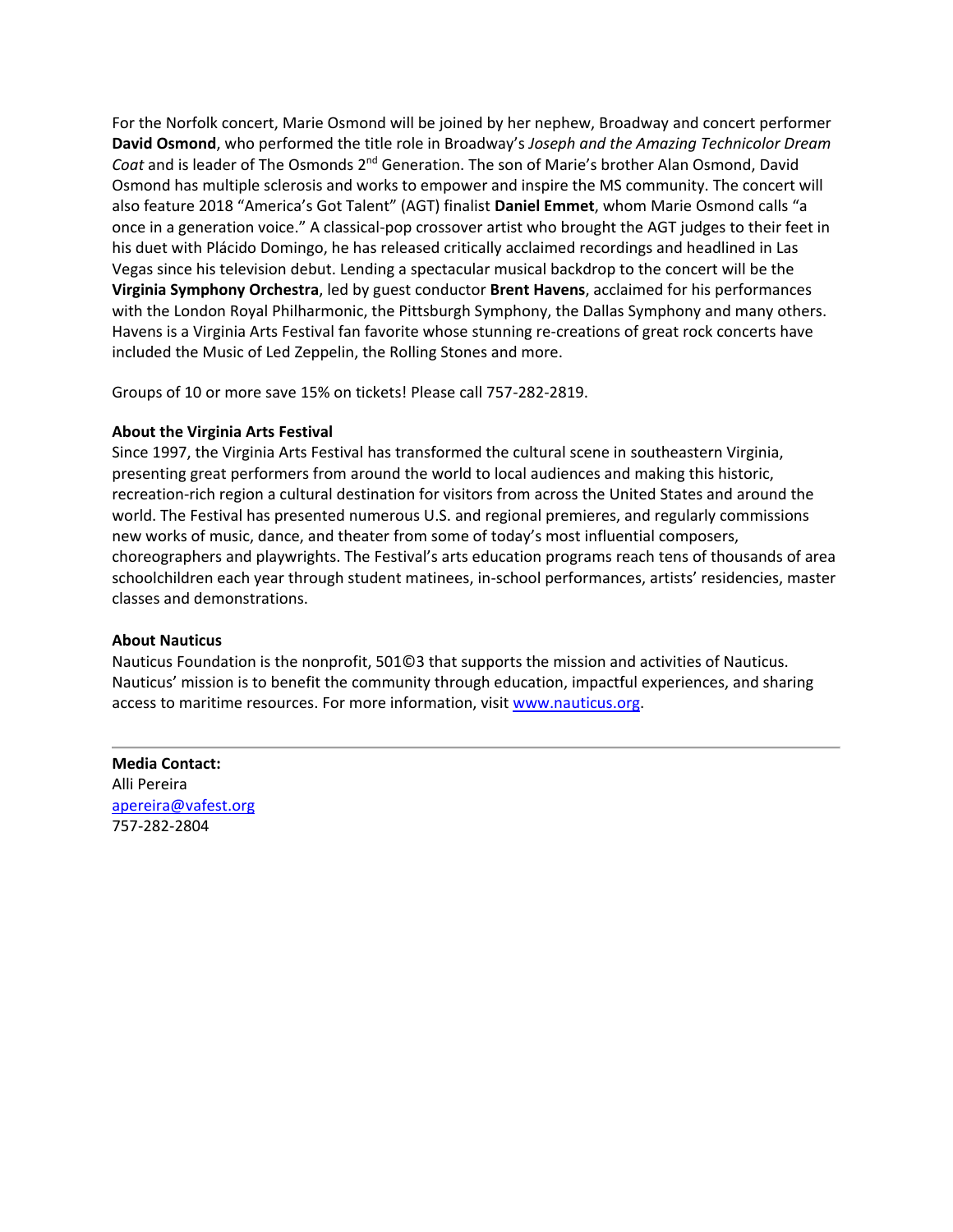For the Norfolk concert, Marie Osmond will be joined by her nephew, Broadway and concert performer **David Osmond**, who performed the title role in Broadway's *Joseph and the Amazing Technicolor Dream Coat* and is leader of The Osmonds 2nd Generation. The son of Marie's brother Alan Osmond, David Osmond has multiple sclerosis and works to empower and inspire the MS community. The concert will also feature 2018 "America's Got Talent" (AGT) finalist **Daniel Emmet**, whom Marie Osmond calls "a once in a generation voice." A classical-pop crossover artist who brought the AGT judges to their feet in his duet with Plácido Domingo, he has released critically acclaimed recordings and headlined in Las Vegas since his television debut. Lending a spectacular musical backdrop to the concert will be the **Virginia Symphony Orchestra**, led by guest conductor **Brent Havens**, acclaimed for his performances with the London Royal Philharmonic, the Pittsburgh Symphony, the Dallas Symphony and many others. Havens is a Virginia Arts Festival fan favorite whose stunning re-creations of great rock concerts have included the Music of Led Zeppelin, the Rolling Stones and more.

Groups of 10 or more save 15% on tickets! Please call 757-282-2819.

**About the Virginia Arts Festival**
Since 1997, the Virginia Arts Festival has transformed the cultural scene in southeastern Virginia, presenting great performers from around the world to local audiences and making this historic, recreation-rich region a cultural destination for visitors from across the United States and around the world. The Festival has presented numerous U.S. and regional premieres, and regularly commissions new works of music, dance, and theater from some of today's most influential composers, choreographers and playwrights. The Festival's arts education programs reach tens of thousands of area schoolchildren each year through student matinees, in-school performances, artists' residencies, master classes and demonstrations.

**About Nauticus**
Nauticus Foundation is the nonprofit, 501©3 that supports the mission and activities of Nauticus. Nauticus' mission is to benefit the community through education, impactful experiences, and sharing access to maritime resources. For more information, visit www.nauticus.org.

---

**Media Contact:**
Alli Pereira
apereira@vafest.org
757-282-2804